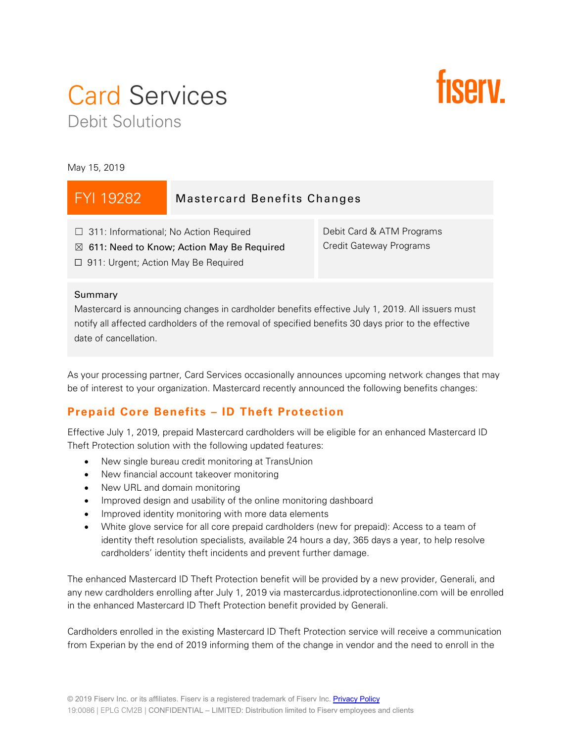# Card Services

## Debit Solutions

May 15, 2019

## FYI 19282 — Mastercard Benefits Changes

☐ 311: Informational; No Action Required
☒ **611: Need to Know; Action May Be Required**
☐ 911: Urgent; Action May Be Required

Debit Card & ATM Programs
Credit Gateway Programs

**Summary**

Mastercard is announcing changes in cardholder benefits effective July 1, 2019. All issuers must notify all affected cardholders of the removal of specified benefits 30 days prior to the effective date of cancellation.

As your processing partner, Card Services occasionally announces upcoming network changes that may be of interest to your organization. Mastercard recently announced the following benefits changes:

## Prepaid Core Benefits – ID Theft Protection

Effective July 1, 2019, prepaid Mastercard cardholders will be eligible for an enhanced Mastercard ID Theft Protection solution with the following updated features:

- New single bureau credit monitoring at TransUnion
- New financial account takeover monitoring
- New URL and domain monitoring
- Improved design and usability of the online monitoring dashboard
- Improved identity monitoring with more data elements
- White glove service for all core prepaid cardholders (new for prepaid): Access to a team of identity theft resolution specialists, available 24 hours a day, 365 days a year, to help resolve cardholders' identity theft incidents and prevent further damage.

The enhanced Mastercard ID Theft Protection benefit will be provided by a new provider, Generali, and any new cardholders enrolling after July 1, 2019 via mastercardus.idprotectiononline.com will be enrolled in the enhanced Mastercard ID Theft Protection benefit provided by Generali.

Cardholders enrolled in the existing Mastercard ID Theft Protection service will receive a communication from Experian by the end of 2019 informing them of the change in vendor and the need to enroll in the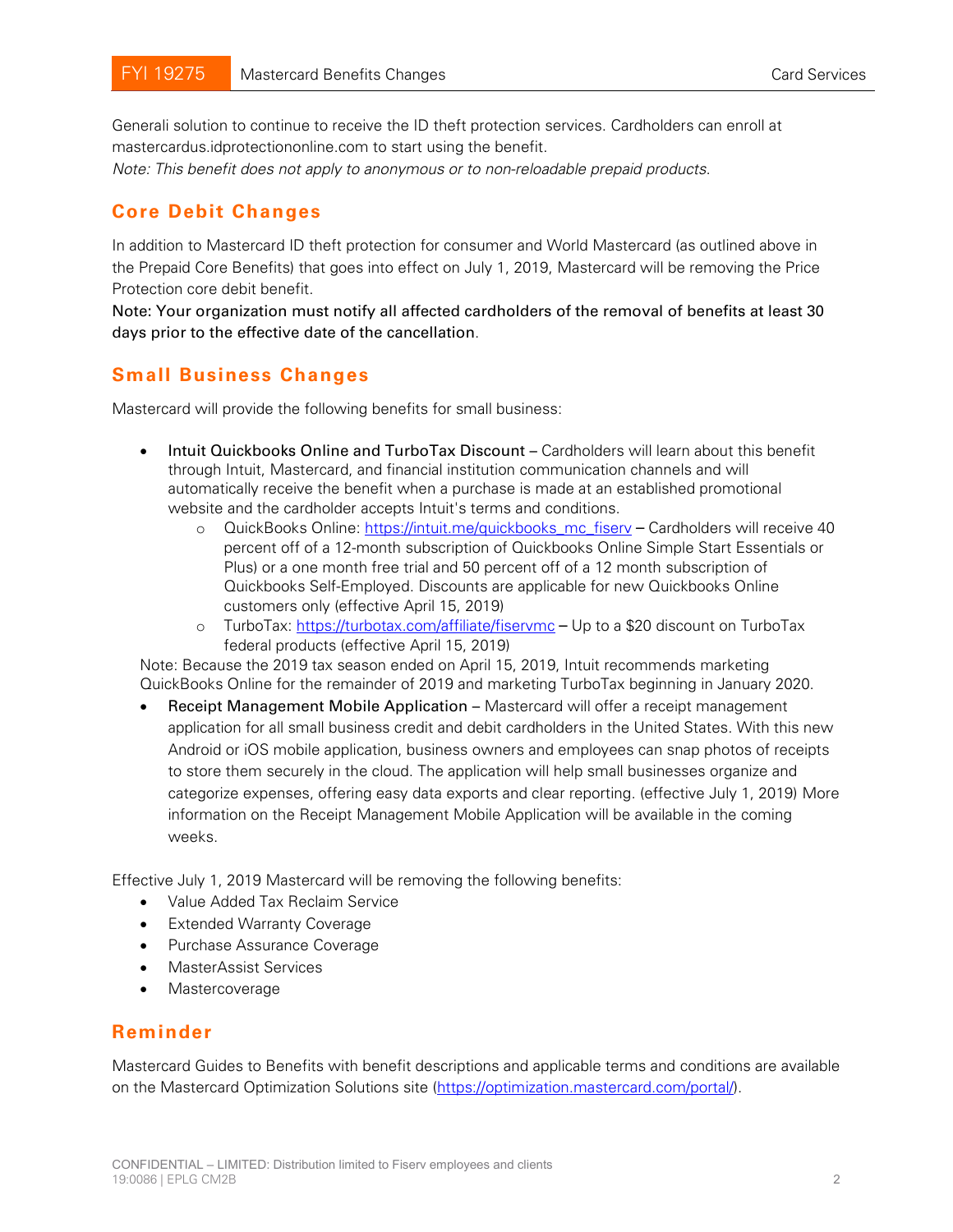Generali solution to continue to receive the ID theft protection services. Cardholders can enroll at mastercardus.idprotectiononline.com to start using the benefit.

*Note: This benefit does not apply to anonymous or to non-reloadable prepaid products.*

## Core Debit Changes

In addition to Mastercard ID theft protection for consumer and World Mastercard (as outlined above in the Prepaid Core Benefits) that goes into effect on July 1, 2019, Mastercard will be removing the Price Protection core debit benefit.

**Note: Your organization must notify all affected cardholders of the removal of benefits at least 30 days prior to the effective date of the cancellation.**

## Small Business Changes

Mastercard will provide the following benefits for small business:

- **Intuit Quickbooks Online and TurboTax Discount** – Cardholders will learn about this benefit through Intuit, Mastercard, and financial institution communication channels and will automatically receive the benefit when a purchase is made at an established promotional website and the cardholder accepts Intuit's terms and conditions.
  - QuickBooks Online: [https://intuit.me/quickbooks_mc_fiserv](https://intuit.me/quickbooks_mc_fiserv) – Cardholders will receive 40 percent off of a 12-month subscription of Quickbooks Online Simple Start Essentials or Plus) or a one month free trial and 50 percent off of a 12 month subscription of Quickbooks Self-Employed. Discounts are applicable for new Quickbooks Online customers only (effective April 15, 2019)
  - TurboTax: [https://turbotax.com/affiliate/fiservmc](https://turbotax.com/affiliate/fiservmc) – Up to a $20 discount on TurboTax federal products (effective April 15, 2019)

  Note: Because the 2019 tax season ended on April 15, 2019, Intuit recommends marketing QuickBooks Online for the remainder of 2019 and marketing TurboTax beginning in January 2020.
- **Receipt Management Mobile Application** – Mastercard will offer a receipt management application for all small business credit and debit cardholders in the United States. With this new Android or iOS mobile application, business owners and employees can snap photos of receipts to store them securely in the cloud. The application will help small businesses organize and categorize expenses, offering easy data exports and clear reporting. (effective July 1, 2019) More information on the Receipt Management Mobile Application will be available in the coming weeks.

Effective July 1, 2019 Mastercard will be removing the following benefits:

- Value Added Tax Reclaim Service
- Extended Warranty Coverage
- Purchase Assurance Coverage
- MasterAssist Services
- Mastercoverage

## Reminder

Mastercard Guides to Benefits with benefit descriptions and applicable terms and conditions are available on the Mastercard Optimization Solutions site ([https://optimization.mastercard.com/portal/](https://optimization.mastercard.com/portal/)).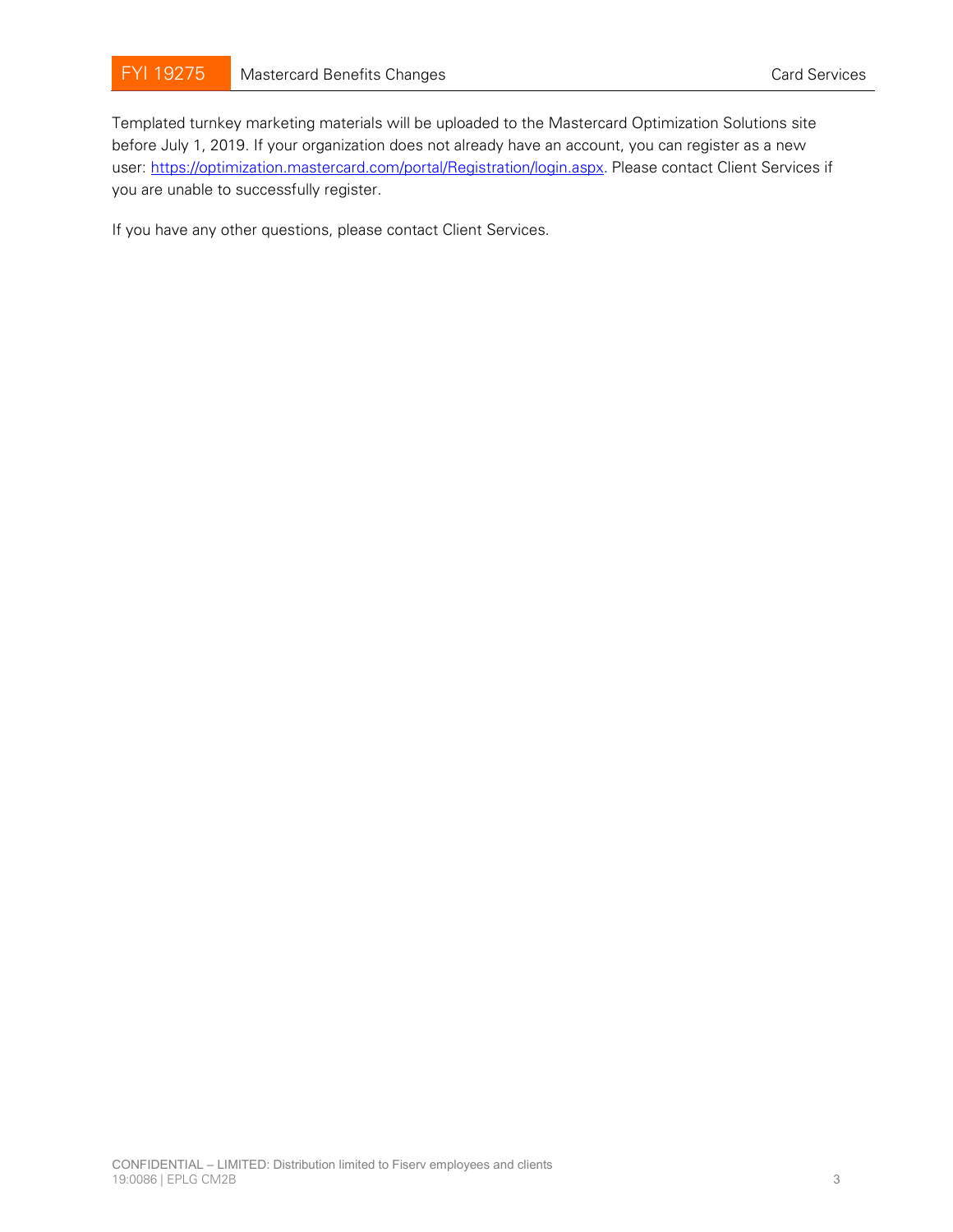Templated turnkey marketing materials will be uploaded to the Mastercard Optimization Solutions site before July 1, 2019. If your organization does not already have an account, you can register as a new user: [https://optimization.mastercard.com/portal/Registration/login.aspx](https://optimization.mastercard.com/portal/Registration/login.aspx). Please contact Client Services if you are unable to successfully register.

If you have any other questions, please contact Client Services.